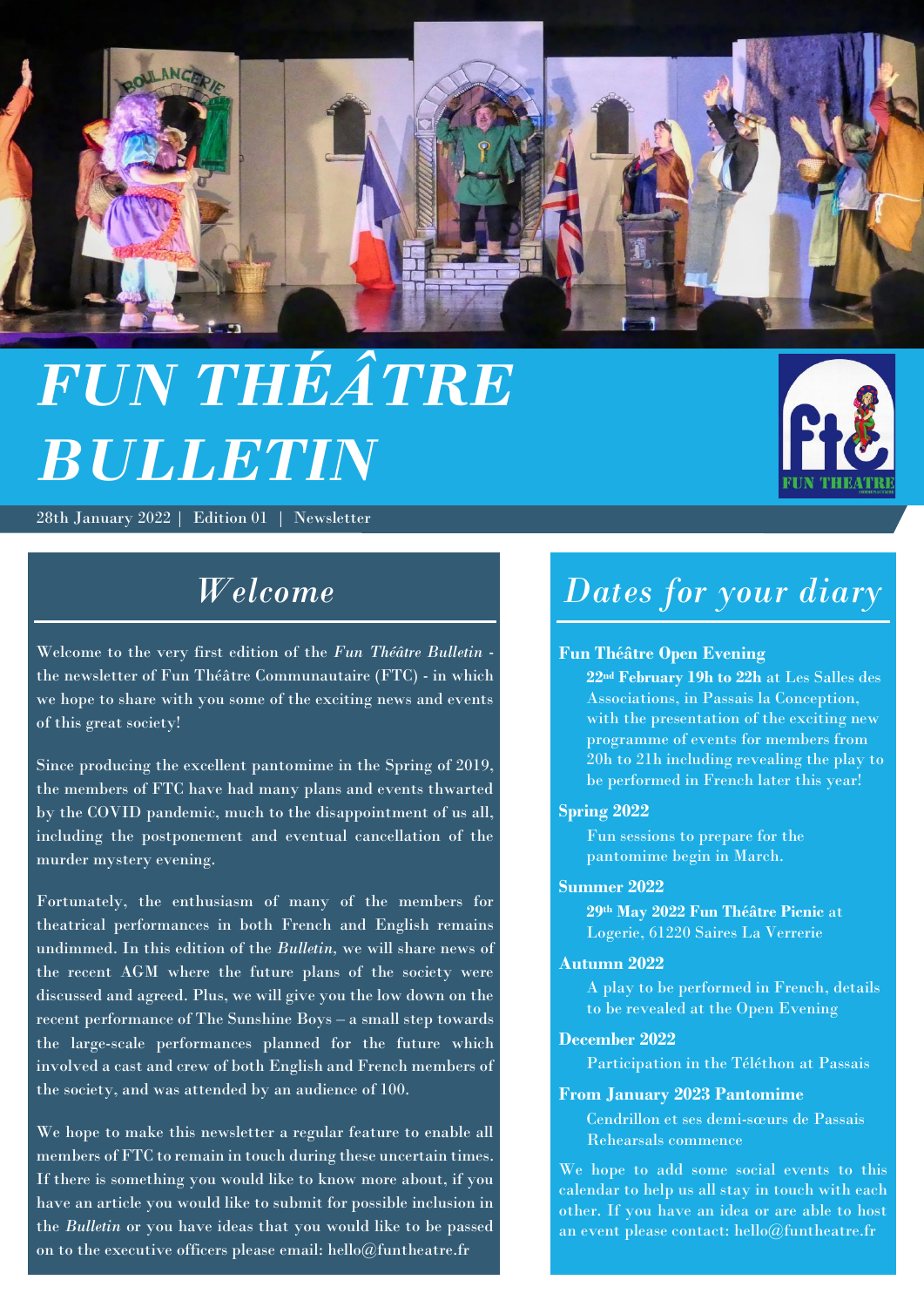# *FUN THÉÂTRE BULLETIN*

28th January 2022 | Edition 01 | Newsletter

## *Welcome*

Welcome to the very first edition of the *Fun Théâtre Bulletin* - the newsletter of Fun Théâtre Communautaire (FTC) - in which we hope to share with you some of the exciting news and events of this great society!

Since producing the excellent pantomime in the Spring of 2019, the members of FTC have had many plans and events thwarted by the COVID pandemic, much to the disappointment of us all, including the postponement and eventual cancellation of the murder mystery evening.

Fortunately, the enthusiasm of many of the members for theatrical performances in both French and English remains undimmed. In this edition of the *Bulletin*, we will share news of the recent AGM where the future plans of the society were discussed and agreed. Plus, we will give you the low down on the recent performance of The Sunshine Boys – a small step towards the large-scale performances planned for the future which involved a cast and crew of both English and French members of the society, and was attended by an audience of 100.

We hope to make this newsletter a regular feature to enable all members of FTC to remain in touch during these uncertain times. If there is something you would like to know more about, if you have an article you would like to submit for possible inclusion in the *Bulletin* or you have ideas that you would like to be passed on to the executive officers please email: hello@funtheatre.fr

## *Dates for your diary*

**Fun Théâtre Open Evening**

**22nd February 19h to 22h** at Les Salles des Associations, in Passais la Conception, with the presentation of the exciting new programme of events for members from 20h to 21h including revealing the play to be performed in French later this year!

**Spring 2022**

Fun sessions to prepare for the pantomime begin in March.

**Summer 2022**

**29th May 2022 Fun Théâtre Picnic** at Logerie, 61220 Saires La Verrerie

**Autumn 2022**

A play to be performed in French, details to be revealed at the Open Evening

**December 2022**

Participation in the Téléthon at Passais

**From January 2023 Pantomime**

Cendrillon et ses demi-sœurs de Passais
Rehearsals commence

We hope to add some social events to this calendar to help us all stay in touch with each other. If you have an idea or are able to host an event please contact: hello@funtheatre.fr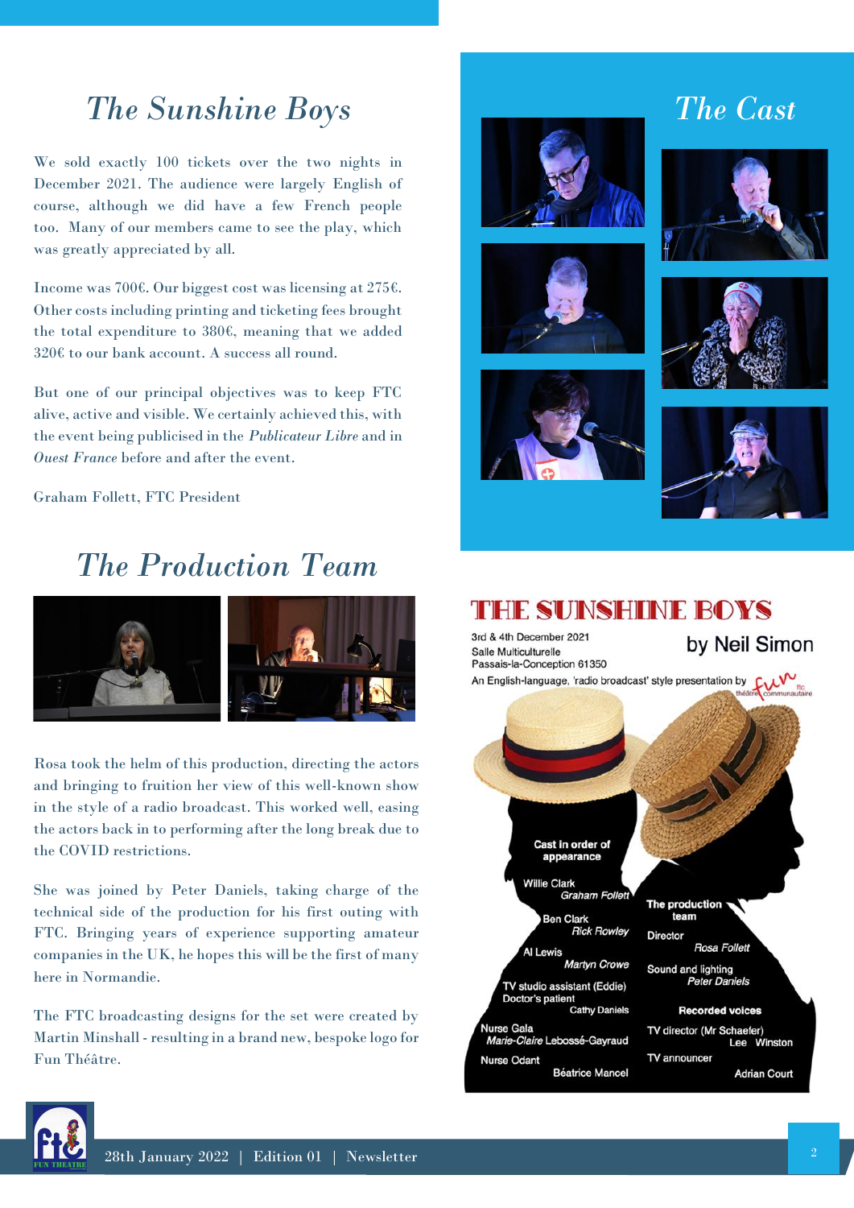# The Sunshine Boys

We sold exactly 100 tickets over the two nights in December 2021. The audience were largely English of course, although we did have a few French people too. Many of our members came to see the play, which was greatly appreciated by all.

Income was 700€. Our biggest cost was licensing at 275€. Other costs including printing and ticketing fees brought the total expenditure to 380€, meaning that we added 320€ to our bank account. A success all round.

But one of our principal objectives was to keep FTC alive, active and visible. We certainly achieved this, with the event being publicised in the *Publicateur Libre* and in *Ouest France* before and after the event.

Graham Follett, FTC President

# The Production Team

Rosa took the helm of this production, directing the actors and bringing to fruition her view of this well-known show in the style of a radio broadcast. This worked well, easing the actors back in to performing after the long break due to the COVID restrictions.

She was joined by Peter Daniels, taking charge of the technical side of the production for his first outing with FTC. Bringing years of experience supporting amateur companies in the UK, he hopes this will be the first of many here in Normandie.

The FTC broadcasting designs for the set were created by Martin Minshall - resulting in a brand new, bespoke logo for Fun Théâtre.

# The Cast

## THE SUNSHINE BOYS

3rd & 4th December 2021
Salle Multiculturelle
Passais-la-Conception 61350

by Neil Simon

An English-language, 'radio broadcast' style presentation by fun théâtre communautaire

**Cast in order of appearance**

Willie Clark — *Graham Follett*

Ben Clark — *Rick Rowley*

Al Lewis — *Martyn Crowe*

TV studio assistant (Eddie) / Doctor's patient — Cathy Daniels

Nurse Gala — *Marie-Claire* Lebossé-Gayraud

Nurse Odant — Béatrice Mancel

**The production team**

Director — *Rosa Follett*

Sound and lighting — *Peter Daniels*

**Recorded voices**

TV director (Mr Schaefer) — Lee Winston

TV announcer — Adrian Court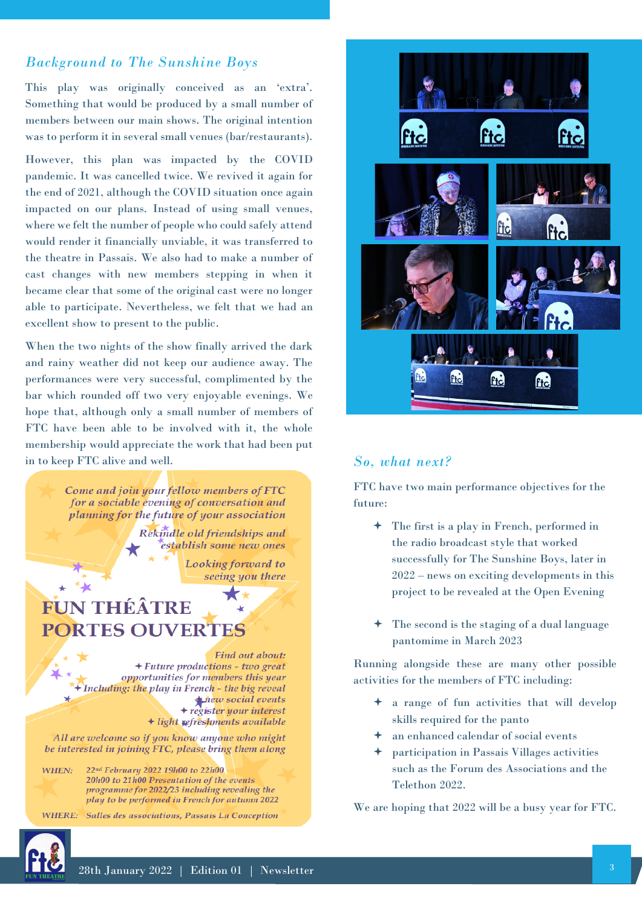## *Background to The Sunshine Boys*

This play was originally conceived as an 'extra'. Something that would be produced by a small number of members between our main shows. The original intention was to perform it in several small venues (bar/restaurants).

However, this plan was impacted by the COVID pandemic. It was cancelled twice. We revived it again for the end of 2021, although the COVID situation once again impacted on our plans. Instead of using small venues, where we felt the number of people who could safely attend would render it financially unviable, it was transferred to the theatre in Passais. We also had to make a number of cast changes with new members stepping in when it became clear that some of the original cast were no longer able to participate. Nevertheless, we felt that we had an excellent show to present to the public.

When the two nights of the show finally arrived the dark and rainy weather did not keep our audience away. The performances were very successful, complimented by the bar which rounded off two very enjoyable evenings. We hope that, although only a small number of members of FTC have been able to be involved with it, the whole membership would appreciate the work that had been put in to keep FTC alive and well.

*Come and join your fellow members of FTC for a sociable evening of conversation and planning for the future of your association*

*Rekindle old friendships and establish some new ones*

*Looking forward to seeing you there*

### FUN THÉÂTRE PORTES OUVERTES

*Find out about:*

- *Future productions - two great opportunities for members this year*
- *Including: the play in French - the big reveal*
- *new social events*
- *register your interest*
- *light refreshments available*

*All are welcome so if you know anyone who might be interested in joining FTC, please bring them along*

WHEN: 22nd February 2022 19h00 to 22h00
20h00 to 21h00 Presentation of the events programme for 2022/23 including revealing the play to be performed in French for autumn 2022

WHERE: Salles des associations, Passais La Conception

## *So, what next?*

FTC have two main performance objectives for the future:

- The first is a play in French, performed in the radio broadcast style that worked successfully for The Sunshine Boys, later in 2022 – news on exciting developments in this project to be revealed at the Open Evening
- The second is the staging of a dual language pantomime in March 2023

Running alongside these are many other possible activities for the members of FTC including:

- a range of fun activities that will develop skills required for the panto
- an enhanced calendar of social events
- participation in Passais Villages activities such as the Forum des Associations and the Telethon 2022.

We are hoping that 2022 will be a busy year for FTC.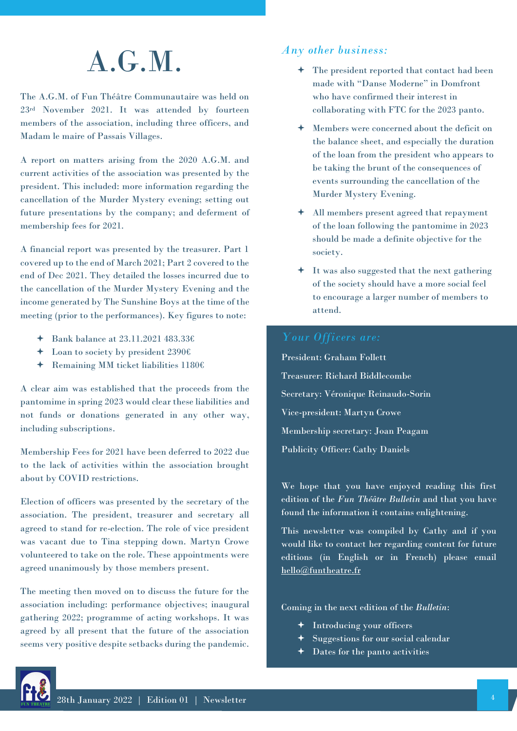# A.G.M.

The A.G.M. of Fun Théâtre Communautaire was held on 23rd November 2021. It was attended by fourteen members of the association, including three officers, and Madam le maire of Passais Villages.

A report on matters arising from the 2020 A.G.M. and current activities of the association was presented by the president. This included: more information regarding the cancellation of the Murder Mystery evening; setting out future presentations by the company; and deferment of membership fees for 2021.

A financial report was presented by the treasurer. Part 1 covered up to the end of March 2021; Part 2 covered to the end of Dec 2021. They detailed the losses incurred due to the cancellation of the Murder Mystery Evening and the income generated by The Sunshine Boys at the time of the meeting (prior to the performances). Key figures to note:

- Bank balance at 23.11.2021 483.33€
- Loan to society by president 2390€
- Remaining MM ticket liabilities 1180€

A clear aim was established that the proceeds from the pantomime in spring 2023 would clear these liabilities and not funds or donations generated in any other way, including subscriptions.

Membership Fees for 2021 have been deferred to 2022 due to the lack of activities within the association brought about by COVID restrictions.

Election of officers was presented by the secretary of the association. The president, treasurer and secretary all agreed to stand for re-election. The role of vice president was vacant due to Tina stepping down. Martyn Crowe volunteered to take on the role. These appointments were agreed unanimously by those members present.

The meeting then moved on to discuss the future for the association including: performance objectives; inaugural gathering 2022; programme of acting workshops. It was agreed by all present that the future of the association seems very positive despite setbacks during the pandemic.

### *Any other business:*

- The president reported that contact had been made with "Danse Moderne" in Domfront who have confirmed their interest in collaborating with FTC for the 2023 panto.
- Members were concerned about the deficit on the balance sheet, and especially the duration of the loan from the president who appears to be taking the brunt of the consequences of events surrounding the cancellation of the Murder Mystery Evening.
- All members present agreed that repayment of the loan following the pantomime in 2023 should be made a definite objective for the society.
- It was also suggested that the next gathering of the society should have a more social feel to encourage a larger number of members to attend.

### *Your Officers are:*

President: Graham Follett

Treasurer: Richard Biddlecombe

Secretary: Véronique Reinaudo-Sorin

Vice-president: Martyn Crowe

Membership secretary: Joan Peagam

Publicity Officer: Cathy Daniels

We hope that you have enjoyed reading this first edition of the *Fun Théâtre Bulletin* and that you have found the information it contains enlightening.

This newsletter was compiled by Cathy and if you would like to contact her regarding content for future editions (in English or in French) please email hello@funtheatre.fr

Coming in the next edition of the *Bulletin*:

- Introducing your officers
- Suggestions for our social calendar
- Dates for the panto activities